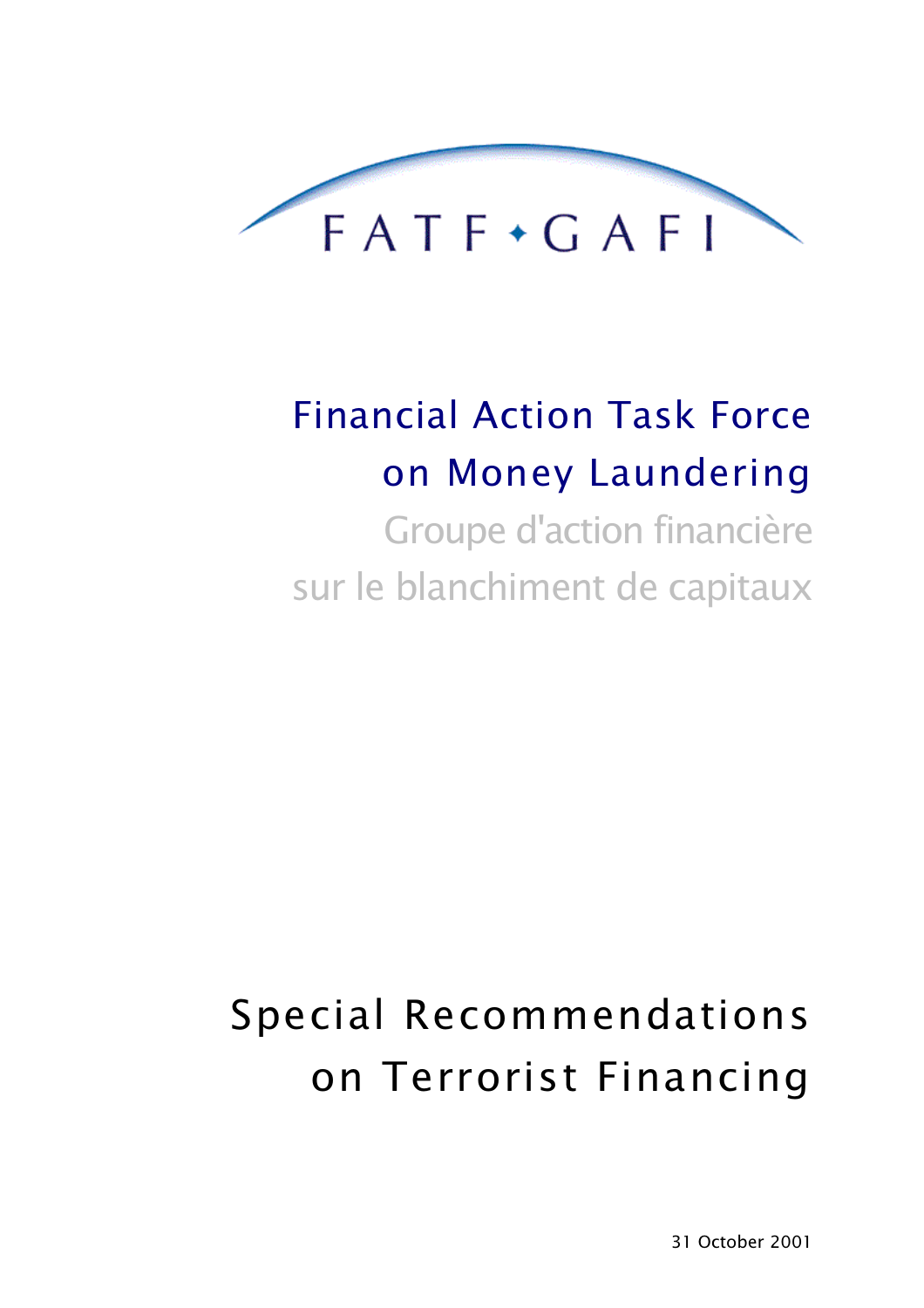FATF • GAFI

Financial Action Task Force on Money Laundering

Groupe d'action financière sur le blanchiment de capitaux

# Special Recommendations on Terrorist Financing

31 October 2001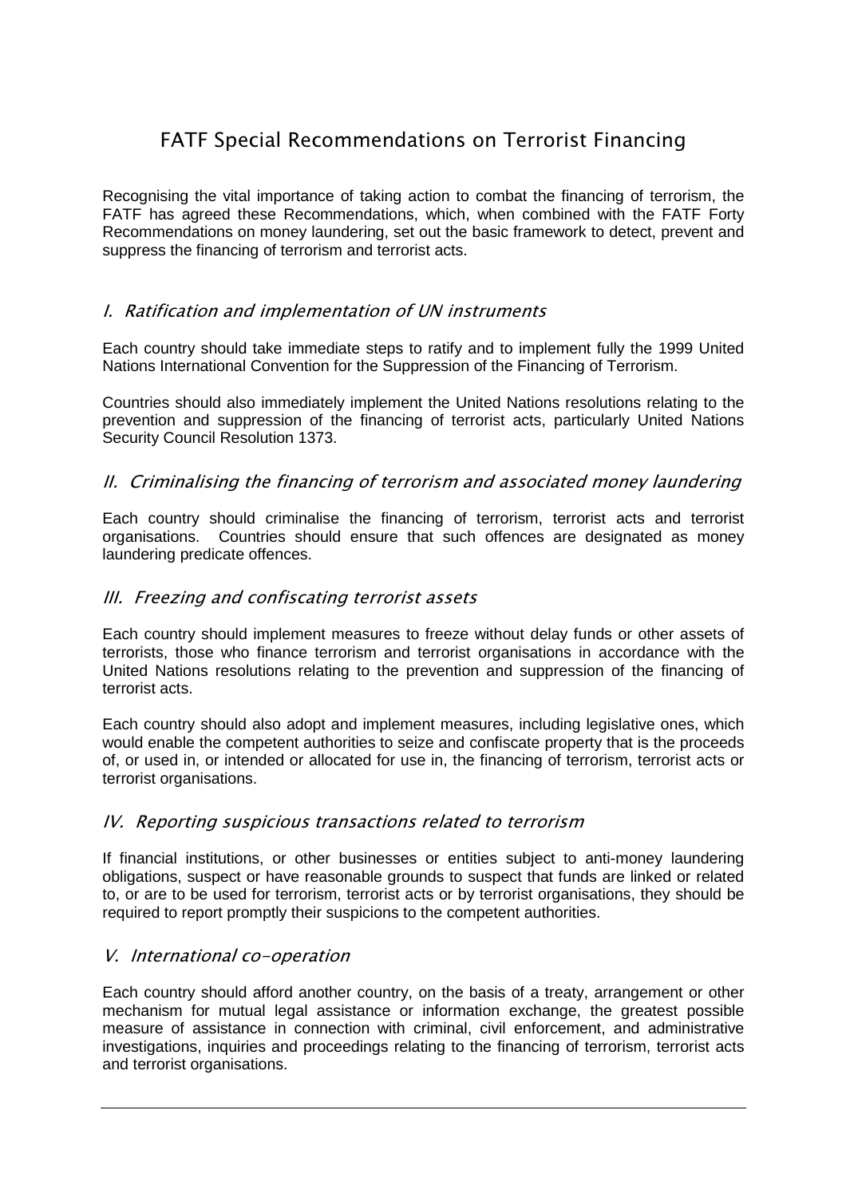# FATF Special Recommendations on Terrorist Financing

Recognising the vital importance of taking action to combat the financing of terrorism, the FATF has agreed these Recommendations, which, when combined with the FATF Forty Recommendations on money laundering, set out the basic framework to detect, prevent and suppress the financing of terrorism and terrorist acts.

## *I. Ratification and implementation of UN instruments*

Each country should take immediate steps to ratify and to implement fully the 1999 United Nations International Convention for the Suppression of the Financing of Terrorism.

Countries should also immediately implement the United Nations resolutions relating to the prevention and suppression of the financing of terrorist acts, particularly United Nations Security Council Resolution 1373.

## *II. Criminalising the financing of terrorism and associated money laundering*

Each country should criminalise the financing of terrorism, terrorist acts and terrorist organisations. Countries should ensure that such offences are designated as money laundering predicate offences.

## *III. Freezing and confiscating terrorist assets*

Each country should implement measures to freeze without delay funds or other assets of terrorists, those who finance terrorism and terrorist organisations in accordance with the United Nations resolutions relating to the prevention and suppression of the financing of terrorist acts.

Each country should also adopt and implement measures, including legislative ones, which would enable the competent authorities to seize and confiscate property that is the proceeds of, or used in, or intended or allocated for use in, the financing of terrorism, terrorist acts or terrorist organisations.

## *IV. Reporting suspicious transactions related to terrorism*

If financial institutions, or other businesses or entities subject to anti-money laundering obligations, suspect or have reasonable grounds to suspect that funds are linked or related to, or are to be used for terrorism, terrorist acts or by terrorist organisations, they should be required to report promptly their suspicions to the competent authorities.

## *V. International co-operation*

Each country should afford another country, on the basis of a treaty, arrangement or other mechanism for mutual legal assistance or information exchange, the greatest possible measure of assistance in connection with criminal, civil enforcement, and administrative investigations, inquiries and proceedings relating to the financing of terrorism, terrorist acts and terrorist organisations.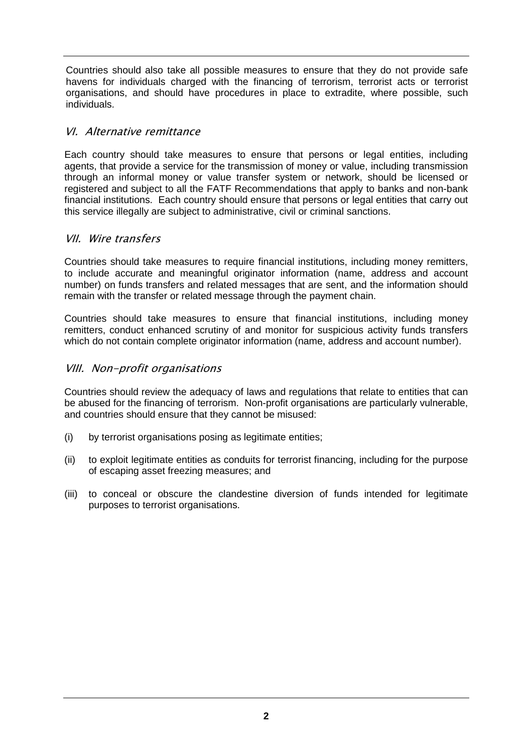Countries should also take all possible measures to ensure that they do not provide safe havens for individuals charged with the financing of terrorism, terrorist acts or terrorist organisations, and should have procedures in place to extradite, where possible, such individuals.

## VI. Alternative remittance

Each country should take measures to ensure that persons or legal entities, including agents, that provide a service for the transmission of money or value, including transmission through an informal money or value transfer system or network, should be licensed or registered and subject to all the FATF Recommendations that apply to banks and non-bank financial institutions. Each country should ensure that persons or legal entities that carry out this service illegally are subject to administrative, civil or criminal sanctions.

## VII. Wire transfers

Countries should take measures to require financial institutions, including money remitters, to include accurate and meaningful originator information (name, address and account number) on funds transfers and related messages that are sent, and the information should remain with the transfer or related message through the payment chain.

Countries should take measures to ensure that financial institutions, including money remitters, conduct enhanced scrutiny of and monitor for suspicious activity funds transfers which do not contain complete originator information (name, address and account number).

## VIII. Non-profit organisations

Countries should review the adequacy of laws and regulations that relate to entities that can be abused for the financing of terrorism. Non-profit organisations are particularly vulnerable, and countries should ensure that they cannot be misused:

(i) by terrorist organisations posing as legitimate entities;

(ii) to exploit legitimate entities as conduits for terrorist financing, including for the purpose of escaping asset freezing measures; and

(iii) to conceal or obscure the clandestine diversion of funds intended for legitimate purposes to terrorist organisations.